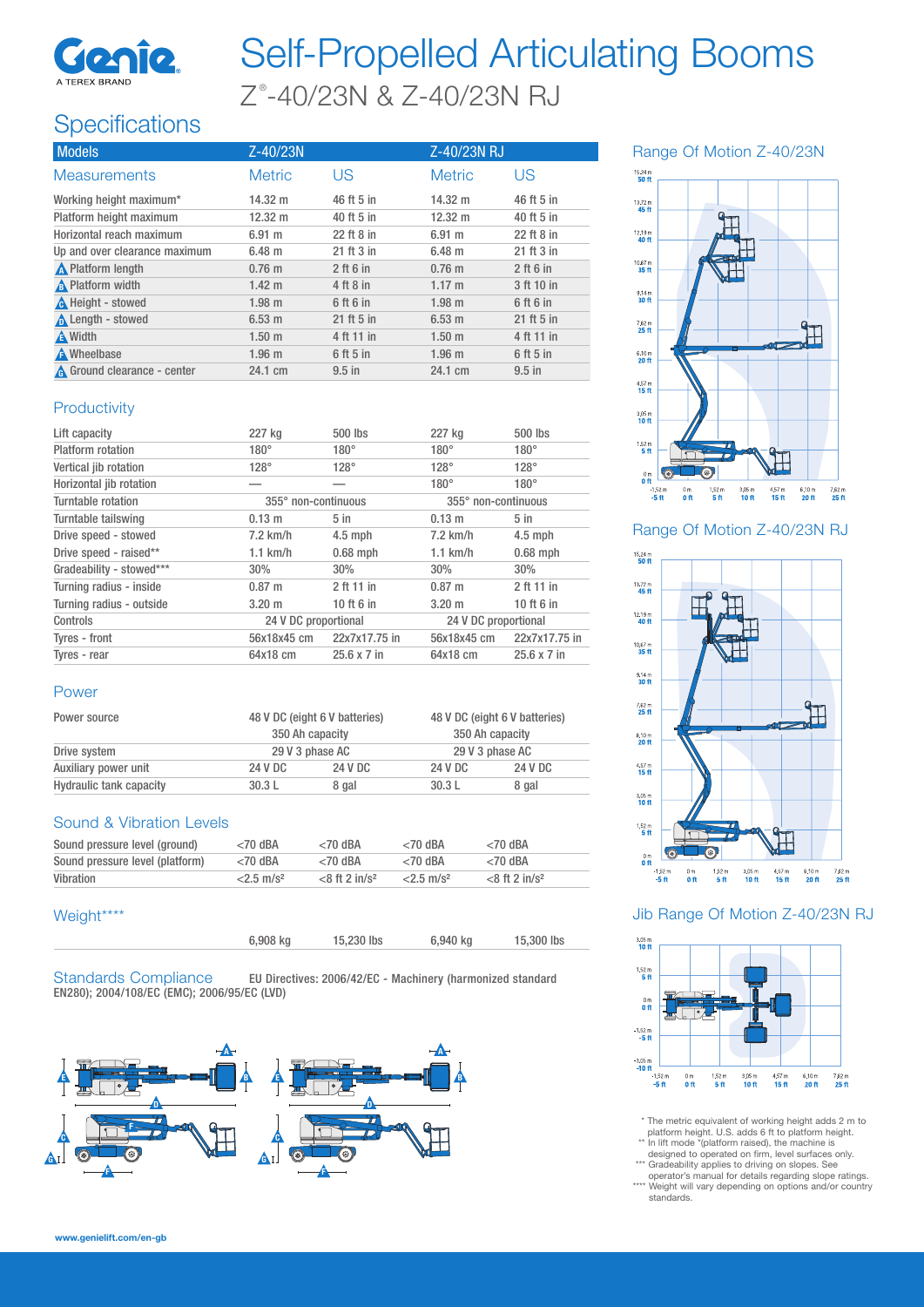# Self-Propelled Articulating Booms

## Z®-40/23N & Z-40/23N RJ

## Specifications

| Models | Z-40/23N | | Z-40/23N RJ | |
|---|---|---|---|---|
| Measurements | Metric | US | Metric | US |
| Working height maximum* | 14.32 m | 46 ft 5 in | 14.32 m | 46 ft 5 in |
| Platform height maximum | 12.32 m | 40 ft 5 in | 12.32 m | 40 ft 5 in |
| Horizontal reach maximum | 6.91 m | 22 ft 8 in | 6.91 m | 22 ft 8 in |
| Up and over clearance maximum | 6.48 m | 21 ft 3 in | 6.48 m | 21 ft 3 in |
| A Platform length | 0.76 m | 2 ft 6 in | 0.76 m | 2 ft 6 in |
| B Platform width | 1.42 m | 4 ft 8 in | 1.17 m | 3 ft 10 in |
| C Height - stowed | 1.98 m | 6 ft 6 in | 1.98 m | 6 ft 6 in |
| D Length - stowed | 6.53 m | 21 ft 5 in | 6.53 m | 21 ft 5 in |
| E Width | 1.50 m | 4 ft 11 in | 1.50 m | 4 ft 11 in |
| F Wheelbase | 1.96 m | 6 ft 5 in | 1.96 m | 6 ft 5 in |
| G Ground clearance - center | 24.1 cm | 9.5 in | 24.1 cm | 9.5 in |

### Productivity

| | Z-40/23N Metric | Z-40/23N US | Z-40/23N RJ Metric | Z-40/23N RJ US |
|---|---|---|---|---|
| Lift capacity | 227 kg | 500 lbs | 227 kg | 500 lbs |
| Platform rotation | 180° | 180° | 180° | 180° |
| Vertical jib rotation | 128° | 128° | 128° | 128° |
| Horizontal jib rotation | — | — | 180° | 180° |
| Turntable rotation | 355° non-continuous | | 355° non-continuous | |
| Turntable tailswing | 0.13 m | 5 in | 0.13 m | 5 in |
| Drive speed - stowed | 7.2 km/h | 4.5 mph | 7.2 km/h | 4.5 mph |
| Drive speed - raised** | 1.1 km/h | 0.68 mph | 1.1 km/h | 0.68 mph |
| Gradeability - stowed*** | 30% | 30% | 30% | 30% |
| Turning radius - inside | 0.87 m | 2 ft 11 in | 0.87 m | 2 ft 11 in |
| Turning radius - outside | 3.20 m | 10 ft 6 in | 3.20 m | 10 ft 6 in |
| Controls | 24 V DC proportional | | 24 V DC proportional | |
| Tyres - front | 56x18x45 cm | 22x7x17.75 in | 56x18x45 cm | 22x7x17.75 in |
| Tyres - rear | 64x18 cm | 25.6 x 7 in | 64x18 cm | 25.6 x 7 in |

### Power

| | Z-40/23N Metric | Z-40/23N US | Z-40/23N RJ Metric | Z-40/23N RJ US |
|---|---|---|---|---|
| Power source | 48 V DC (eight 6 V batteries) 350 Ah capacity | | 48 V DC (eight 6 V batteries) 350 Ah capacity | |
| Drive system | 29 V 3 phase AC | | 29 V 3 phase AC | |
| Auxiliary power unit | 24 V DC | 24 V DC | 24 V DC | 24 V DC |
| Hydraulic tank capacity | 30.3 L | 8 gal | 30.3 L | 8 gal |

### Sound & Vibration Levels

| | Z-40/23N Metric | Z-40/23N US | Z-40/23N RJ Metric | Z-40/23N RJ US |
|---|---|---|---|---|
| Sound pressure level (ground) | <70 dBA | <70 dBA | <70 dBA | <70 dBA |
| Sound pressure level (platform) | <70 dBA | <70 dBA | <70 dBA | <70 dBA |
| Vibration | <2.5 m/s² | <8 ft 2 in/s² | <2.5 m/s² | <8 ft 2 in/s² |

### Weight****

| | Z-40/23N Metric | Z-40/23N US | Z-40/23N RJ Metric | Z-40/23N RJ US |
|---|---|---|---|---|
| Weight | 6,908 kg | 15,230 lbs | 6,940 kg | 15,300 lbs |

### Standards Compliance

EU Directives: 2006/42/EC - Machinery (harmonized standard EN280); 2004/108/EC (EMC); 2006/95/EC (LVD)

## Range Of Motion Z-40/23N

## Range Of Motion Z-40/23N RJ

## Jib Range Of Motion Z-40/23N RJ

\* The metric equivalent of working height adds 2 m to platform height. U.S. adds 6 ft to platform height.

\*\* In lift mode *(platform raised), the machine is designed to operated on firm, level surfaces only.

\*\*\* Gradeability applies to driving on slopes. See operator's manual for details regarding slope ratings.

\*\*\*\* Weight will vary depending on options and/or country standards.

www.genielift.com/en-gb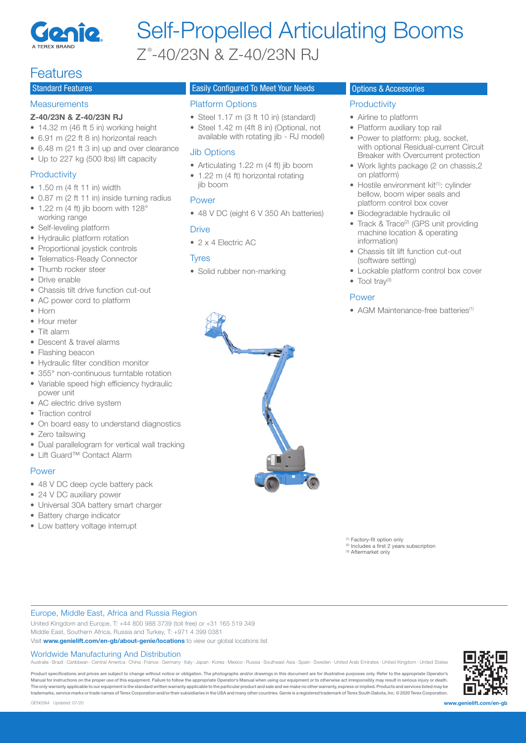# Self-Propelled Articulating Booms

## Z®-40/23N & Z-40/23N RJ

# Features

## Standard Features

### Measurements

**Z-40/23N & Z-40/23N RJ**

- 14.32 m (46 ft 5 in) working height
- 6.91 m (22 ft 8 in) horizontal reach
- 6.48 m (21 ft 3 in) up and over clearance
- Up to 227 kg (500 lbs) lift capacity

### Productivity

- 1.50 m (4 ft 11 in) width
- 0.87 m (2 ft 11 in) inside turning radius
- 1.22 m (4 ft) jib boom with 128° working range
- Self-leveling platform
- Hydraulic platform rotation
- Proportional joystick controls
- Telematics-Ready Connector
- Thumb rocker steer
- Drive enable
- Chassis tilt drive function cut-out
- AC power cord to platform
- Horn
- Hour meter
- Tilt alarm
- Descent & travel alarms
- Flashing beacon
- Hydraulic filter condition monitor
- 355° non-continuous turntable rotation
- Variable speed high efficiency hydraulic power unit
- AC electric drive system
- Traction control
- On board easy to understand diagnostics
- Zero tailswing
- Dual parallelogram for vertical wall tracking
- Lift Guard™ Contact Alarm

### Power

- 48 V DC deep cycle battery pack
- 24 V DC auxiliary power
- Universal 30A battery smart charger
- Battery charge indicator
- Low battery voltage interrupt

## Easily Configured To Meet Your Needs

### Platform Options

- Steel 1.17 m (3 ft 10 in) (standard)
- Steel 1.42 m (4ft 8 in) (Optional, not available with rotating jib - RJ model)

### Jib Options

- Articulating 1.22 m (4 ft) jib boom
- 1.22 m (4 ft) horizontal rotating jib boom

### Power

- 48 V DC (eight 6 V 350 Ah batteries)

### Drive

- 2 x 4 Electric AC

### Tyres

- Solid rubber non-marking

## Options & Accessories

### Productivity

- Airline to platform
- Platform auxiliary top rail
- Power to platform: plug, socket, with optional Residual-current Circuit Breaker with Overcurrent protection
- Work lights package (2 on chassis,2 on platform)
- Hostile environment kit[1]: cylinder bellow, boom wiper seals and platform control box cover
- Biodegradable hydraulic oil
- Track & Trace[2] (GPS unit providing machine location & operating information)
- Chassis tilt lift function cut-out (software setting)
- Lockable platform control box cover
- Tool tray[3]

### Power

- AGM Maintenance-free batteries[1]

[1] Factory-fit option only
[2] Includes a first 2 years subscription
[3] Aftermarket only

### Europe, Middle East, Africa and Russia Region

United Kingdom and Europe, T: +44 800 988 3739 (toll free) or +31 165 519 349
Middle East, Southern Africa, Russia and Turkey, T: +971 4 399 0381
Visit **www.genielift.com/en-gb/about-genie/locations** to view our global locations list

### Worldwide Manufacturing And Distribution

Australia · Brazil · Caribbean · Central America · China · France · Germany · Italy · Japan · Korea · Mexico · Russia · Southeast Asia · Spain · Sweden · United Arab Emirates · United Kingdom · United States

Product specifications and prices are subject to change without notice or obligation. The photographs and/or drawings in this document are for illustrative purposes only. Refer to the appropriate Operator's Manual for instructions on the proper use of this equipment. Failure to follow the appropriate Operator's Manual when using our equipment or to otherwise act irresponsibly may result in serious injury or death. The only warranty applicable to our equipment is the standard written warranty applicable to the particular product and sale and we make no other warranty, express or implied. Products and services listed may be trademarks, service marks or trade names of Terex Corporation and/or their subsidiaries in the USA and many other countries. Genie is a registered trademark of Terex South Dakota, Inc. © 2020 Terex Corporation.

GEN0364 Updated: 07/20

**www.genielift.com/en-gb**